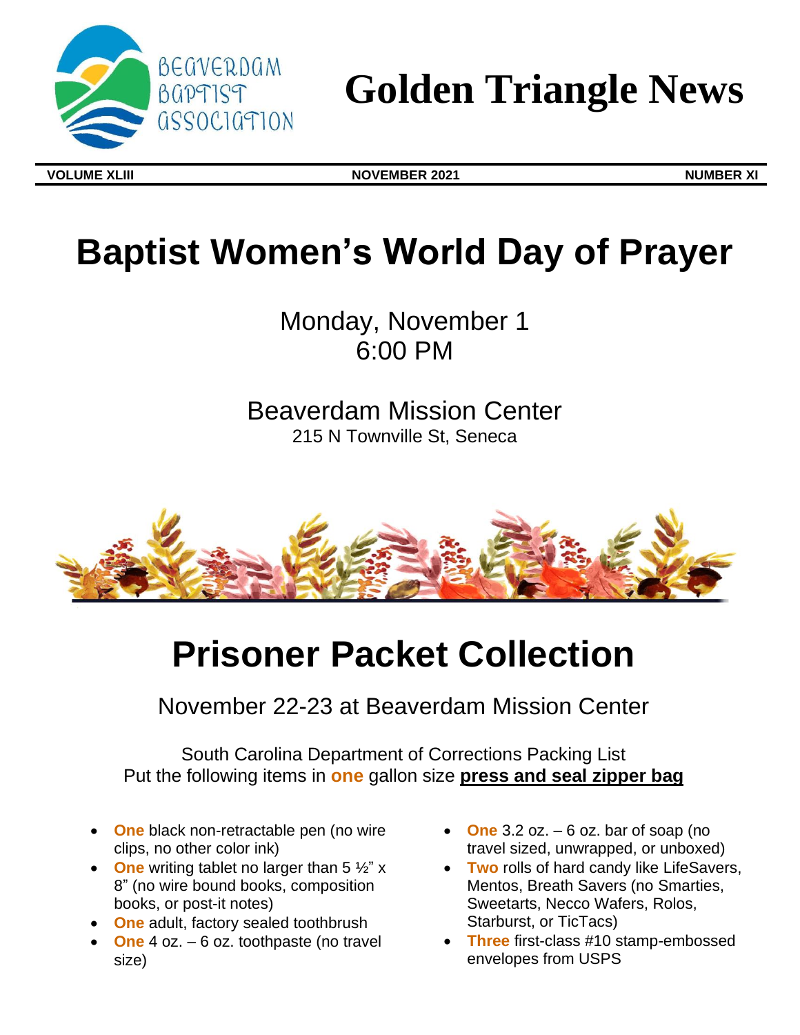BEAVERDAM BAPTIST ASSOCIATION

# Golden Triangle News

**VOLUME XLIII** **NOVEMBER 2021** **NUMBER XI**

# Baptist Women's World Day of Prayer

Monday, November 1
6:00 PM

Beaverdam Mission Center
215 N Townville St, Seneca

# Prisoner Packet Collection

November 22-23 at Beaverdam Mission Center

South Carolina Department of Corrections Packing List
Put the following items in **one** gallon size **press and seal zipper bag**

- **One** black non-retractable pen (no wire clips, no other color ink)
- **One** writing tablet no larger than 5 ½" x 8" (no wire bound books, composition books, or post-it notes)
- **One** adult, factory sealed toothbrush
- **One** 4 oz. – 6 oz. toothpaste (no travel size)
- **One** 3.2 oz. – 6 oz. bar of soap (no travel sized, unwrapped, or unboxed)
- **Two** rolls of hard candy like LifeSavers, Mentos, Breath Savers (no Smarties, Sweetarts, Necco Wafers, Rolos, Starburst, or TicTacs)
- **Three** first-class #10 stamp-embossed envelopes from USPS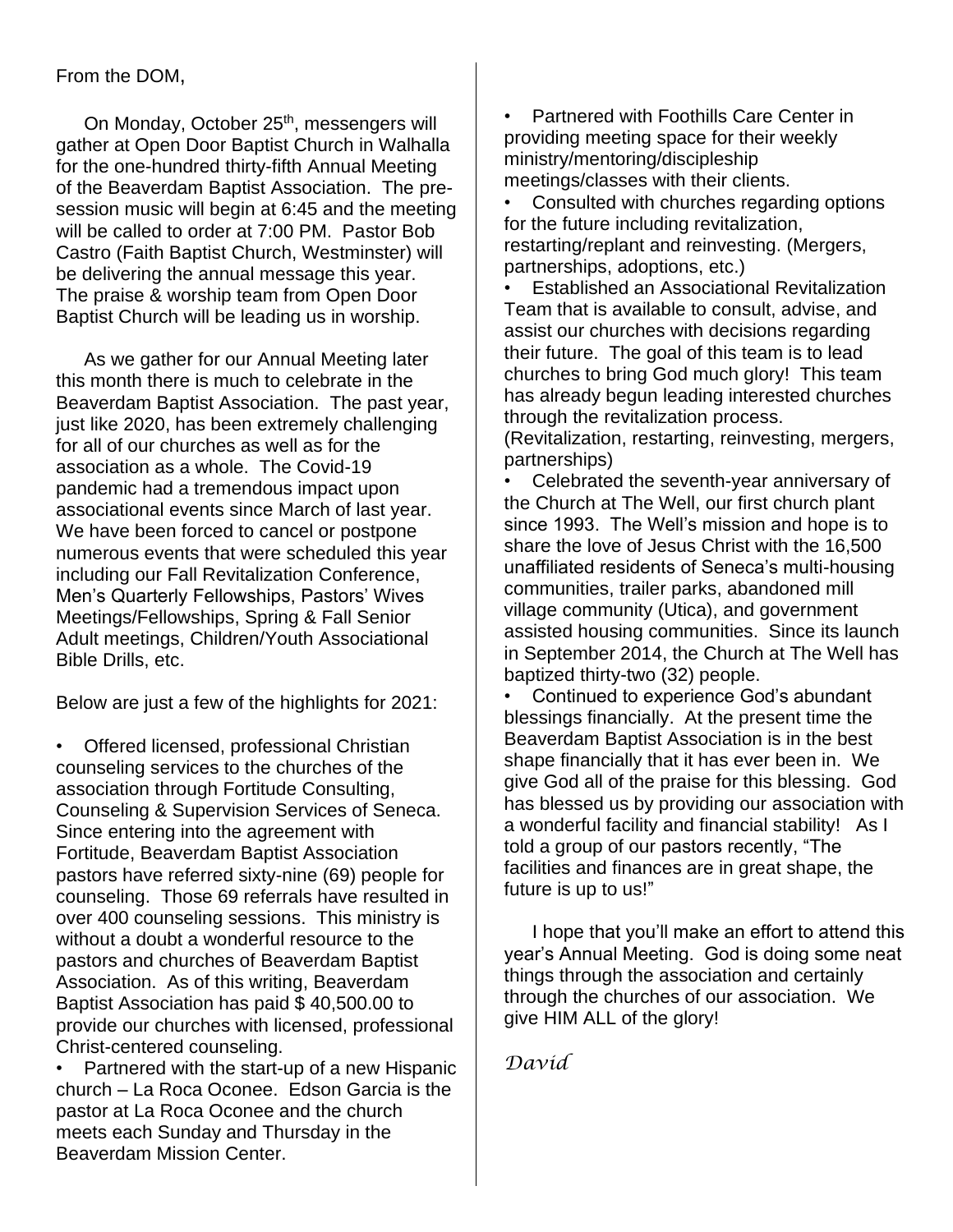From the DOM,

On Monday, October 25th, messengers will gather at Open Door Baptist Church in Walhalla for the one-hundred thirty-fifth Annual Meeting of the Beaverdam Baptist Association. The pre-session music will begin at 6:45 and the meeting will be called to order at 7:00 PM. Pastor Bob Castro (Faith Baptist Church, Westminster) will be delivering the annual message this year. The praise & worship team from Open Door Baptist Church will be leading us in worship.

As we gather for our Annual Meeting later this month there is much to celebrate in the Beaverdam Baptist Association. The past year, just like 2020, has been extremely challenging for all of our churches as well as for the association as a whole. The Covid-19 pandemic had a tremendous impact upon associational events since March of last year. We have been forced to cancel or postpone numerous events that were scheduled this year including our Fall Revitalization Conference, Men's Quarterly Fellowships, Pastors' Wives Meetings/Fellowships, Spring & Fall Senior Adult meetings, Children/Youth Associational Bible Drills, etc.

Below are just a few of the highlights for 2021:

- Offered licensed, professional Christian counseling services to the churches of the association through Fortitude Consulting, Counseling & Supervision Services of Seneca. Since entering into the agreement with Fortitude, Beaverdam Baptist Association pastors have referred sixty-nine (69) people for counseling. Those 69 referrals have resulted in over 400 counseling sessions. This ministry is without a doubt a wonderful resource to the pastors and churches of Beaverdam Baptist Association. As of this writing, Beaverdam Baptist Association has paid $ 40,500.00 to provide our churches with licensed, professional Christ-centered counseling.
- Partnered with the start-up of a new Hispanic church – La Roca Oconee. Edson Garcia is the pastor at La Roca Oconee and the church meets each Sunday and Thursday in the Beaverdam Mission Center.
- Partnered with Foothills Care Center in providing meeting space for their weekly ministry/mentoring/discipleship meetings/classes with their clients.
- Consulted with churches regarding options for the future including revitalization, restarting/replant and reinvesting. (Mergers, partnerships, adoptions, etc.)
- Established an Associational Revitalization Team that is available to consult, advise, and assist our churches with decisions regarding their future. The goal of this team is to lead churches to bring God much glory! This team has already begun leading interested churches through the revitalization process. (Revitalization, restarting, reinvesting, mergers, partnerships)
- Celebrated the seventh-year anniversary of the Church at The Well, our first church plant since 1993. The Well's mission and hope is to share the love of Jesus Christ with the 16,500 unaffiliated residents of Seneca's multi-housing communities, trailer parks, abandoned mill village community (Utica), and government assisted housing communities. Since its launch in September 2014, the Church at The Well has baptized thirty-two (32) people.
- Continued to experience God's abundant blessings financially. At the present time the Beaverdam Baptist Association is in the best shape financially that it has ever been in. We give God all of the praise for this blessing. God has blessed us by providing our association with a wonderful facility and financial stability! As I told a group of our pastors recently, "The facilities and finances are in great shape, the future is up to us!"

I hope that you'll make an effort to attend this year's Annual Meeting. God is doing some neat things through the association and certainly through the churches of our association. We give HIM ALL of the glory!

*David*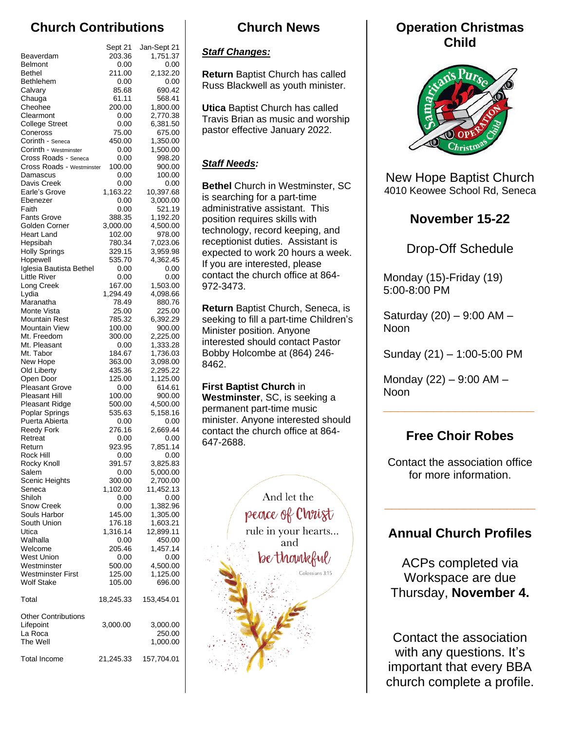## Church Contributions

| | Sept 21 | Jan-Sept 21 |
|---|---|---|
| Beaverdam | 203.36 | 1,751.37 |
| Belmont | 0.00 | 0.00 |
| Bethel | 211.00 | 2,132.20 |
| Bethlehem | 0.00 | 0.00 |
| Calvary | 85.68 | 690.42 |
| Chauga | 61.11 | 568.41 |
| Cheohee | 200.00 | 1,800.00 |
| Clearmont | 0.00 | 2,770.38 |
| College Street | 0.00 | 6,381.50 |
| Coneross | 75.00 | 675.00 |
| Corinth - Seneca | 450.00 | 1,350.00 |
| Corinth - Westminster | 0.00 | 1,500.00 |
| Cross Roads - Seneca | 0.00 | 998.20 |
| Cross Roads - Westminster | 100.00 | 900.00 |
| Damascus | 0.00 | 100.00 |
| Davis Creek | 0.00 | 0.00 |
| Earle's Grove | 1,163.22 | 10,397.68 |
| Ebenezer | 0.00 | 3,000.00 |
| Faith | 0.00 | 521.19 |
| Fants Grove | 388.35 | 1,192.20 |
| Golden Corner | 3,000.00 | 4,500.00 |
| Heart Land | 102.00 | 978.00 |
| Hepsibah | 780.34 | 7,023.06 |
| Holly Springs | 329.15 | 3,959.98 |
| Hopewell | 535.70 | 4,362.45 |
| Iglesia Bautista Bethel | 0.00 | 0.00 |
| Little River | 0.00 | 0.00 |
| Long Creek | 167.00 | 1,503.00 |
| Lydia | 1,294.49 | 4,098.66 |
| Maranatha | 78.49 | 880.76 |
| Monte Vista | 25.00 | 225.00 |
| Mountain Rest | 785.32 | 6,392.29 |
| Mountain View | 100.00 | 900.00 |
| Mt. Freedom | 300.00 | 2,225.00 |
| Mt. Pleasant | 0.00 | 1,333.28 |
| Mt. Tabor | 184.67 | 1,736.03 |
| New Hope | 363.00 | 3,098.00 |
| Old Liberty | 435.36 | 2,295.22 |
| Open Door | 125.00 | 1,125.00 |
| Pleasant Grove | 0.00 | 614.61 |
| Pleasant Hill | 100.00 | 900.00 |
| Pleasant Ridge | 500.00 | 4,500.00 |
| Poplar Springs | 535.63 | 5,158.16 |
| Puerta Abierta | 0.00 | 0.00 |
| Reedy Fork | 276.16 | 2,669.44 |
| Retreat | 0.00 | 0.00 |
| Return | 923.95 | 7,851.14 |
| Rock Hill | 0.00 | 0.00 |
| Rocky Knoll | 391.57 | 3,825.83 |
| Salem | 0.00 | 5,000.00 |
| Scenic Heights | 300.00 | 2,700.00 |
| Seneca | 1,102.00 | 11,452.13 |
| Shiloh | 0.00 | 0.00 |
| Snow Creek | 0.00 | 1,382.96 |
| Souls Harbor | 145.00 | 1,305.00 |
| South Union | 176.18 | 1,603.21 |
| Utica | 1,316.14 | 12,899.11 |
| Walhalla | 0.00 | 450.00 |
| Welcome | 205.46 | 1,457.14 |
| West Union | 0.00 | 0.00 |
| Westminster | 500.00 | 4,500.00 |
| Westminster First | 125.00 | 1,125.00 |
| Wolf Stake | 105.00 | 696.00 |
| Total | 18,245.33 | 153,454.01 |
| Other Contributions | | |
| Lifepoint | 3,000.00 | 3,000.00 |
| La Roca | | 250.00 |
| The Well | | 1,000.00 |
| Total Income | 21,245.33 | 157,704.01 |

## Church News

***Staff Changes:***

**Return** Baptist Church has called Russ Blackwell as youth minister.

**Utica** Baptist Church has called Travis Brian as music and worship pastor effective January 2022.

***Staff Needs:***

**Bethel** Church in Westminster, SC is searching for a part-time administrative assistant. This position requires skills with technology, record keeping, and receptionist duties. Assistant is expected to work 20 hours a week. If you are interested, please contact the church office at 864-972-3473.

**Return** Baptist Church, Seneca, is seeking to fill a part-time Children's Minister position. Anyone interested should contact Pastor Bobby Holcombe at (864) 246-8462.

**First Baptist Church** in **Westminster**, SC, is seeking a permanent part-time music minister. Anyone interested should contact the church office at 864-647-2688.

And let the peace of Christ rule in your hearts... and be thankful

Colossians 3:15

## Operation Christmas Child

New Hope Baptist Church
4010 Keowee School Rd, Seneca

### November 15-22

Drop-Off Schedule

Monday (15)-Friday (19) 5:00-8:00 PM

Saturday (20) – 9:00 AM – Noon

Sunday (21) – 1:00-5:00 PM

Monday (22) – 9:00 AM – Noon

## Free Choir Robes

Contact the association office for more information.

## Annual Church Profiles

ACPs completed via Workspace are due Thursday, **November 4.**

Contact the association with any questions. It's important that every BBA church complete a profile.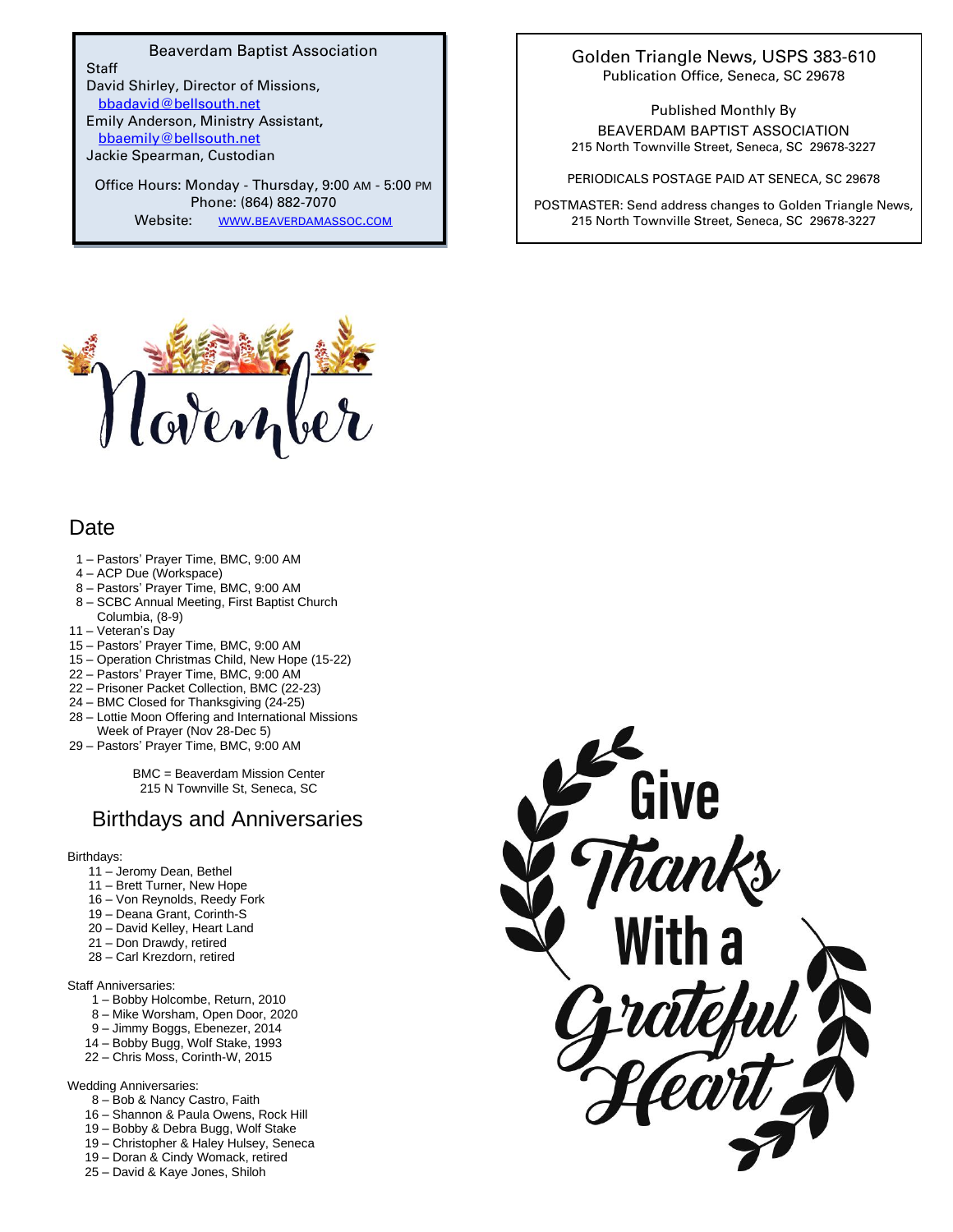**Beaverdam Baptist Association**

Staff

David Shirley, Director of Missions, bbadavid@bellsouth.net

Emily Anderson, Ministry Assistant, bbaemily@bellsouth.net

Jackie Spearman, Custodian

Office Hours: Monday - Thursday, 9:00 AM - 5:00 PM
Phone: (864) 882-7070
Website: WWW.BEAVERDAMASSOC.COM

**Golden Triangle News, USPS 383-610**
Publication Office, Seneca, SC 29678

Published Monthly By
BEAVERDAM BAPTIST ASSOCIATION
215 North Townville Street, Seneca, SC 29678-3227

PERIODICALS POSTAGE PAID AT SENECA, SC 29678

POSTMASTER: Send address changes to Golden Triangle News, 215 North Townville Street, Seneca, SC 29678-3227

# November

## Date

- 1 – Pastors' Prayer Time, BMC, 9:00 AM
- 4 – ACP Due (Workspace)
- 8 – Pastors' Prayer Time, BMC, 9:00 AM
- 8 – SCBC Annual Meeting, First Baptist Church Columbia, (8-9)
- 11 – Veteran's Day
- 15 – Pastors' Prayer Time, BMC, 9:00 AM
- 15 – Operation Christmas Child, New Hope (15-22)
- 22 – Pastors' Prayer Time, BMC, 9:00 AM
- 22 – Prisoner Packet Collection, BMC (22-23)
- 24 – BMC Closed for Thanksgiving (24-25)
- 28 – Lottie Moon Offering and International Missions Week of Prayer (Nov 28-Dec 5)
- 29 – Pastors' Prayer Time, BMC, 9:00 AM

BMC = Beaverdam Mission Center
215 N Townville St, Seneca, SC

## Birthdays and Anniversaries

Birthdays:

- 11 – Jeromy Dean, Bethel
- 11 – Brett Turner, New Hope
- 16 – Von Reynolds, Reedy Fork
- 19 – Deana Grant, Corinth-S
- 20 – David Kelley, Heart Land
- 21 – Don Drawdy, retired
- 28 – Carl Krezdorn, retired

Staff Anniversaries:

- 1 – Bobby Holcombe, Return, 2010
- 8 – Mike Worsham, Open Door, 2020
- 9 – Jimmy Boggs, Ebenezer, 2014
- 14 – Bobby Bugg, Wolf Stake, 1993
- 22 – Chris Moss, Corinth-W, 2015

Wedding Anniversaries:

- 8 – Bob & Nancy Castro, Faith
- 16 – Shannon & Paula Owens, Rock Hill
- 19 – Bobby & Debra Bugg, Wolf Stake
- 19 – Christopher & Haley Hulsey, Seneca
- 19 – Doran & Cindy Womack, retired
- 25 – David & Kaye Jones, Shiloh

Give Thanks With a Grateful Heart